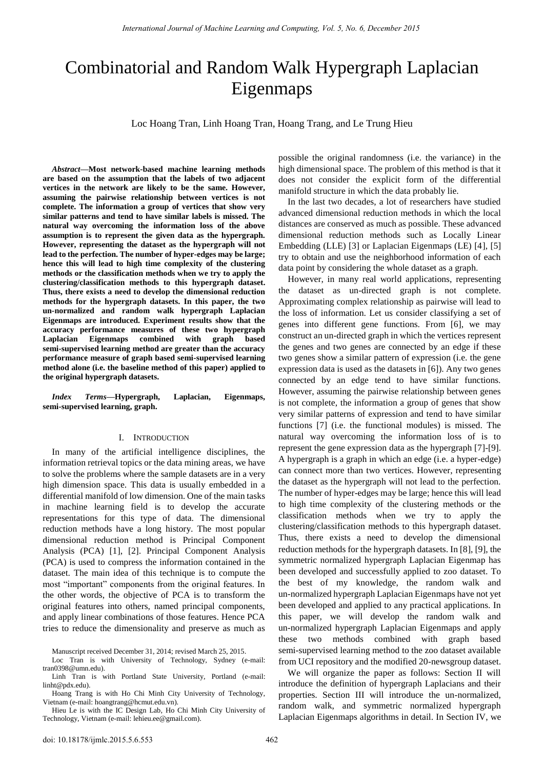# Combinatorial and Random Walk Hypergraph Laplacian Eigenmaps

Loc Hoang Tran, Linh Hoang Tran, Hoang Trang, and Le Trung Hieu

***Abstract*—Most network-based machine learning methods are based on the assumption that the labels of two adjacent vertices in the network are likely to be the same. However, assuming the pairwise relationship between vertices is not complete. The information a group of vertices that show very similar patterns and tend to have similar labels is missed. The natural way overcoming the information loss of the above assumption is to represent the given data as the hypergraph. However, representing the dataset as the hypergraph will not lead to the perfection. The number of hyper-edges may be large; hence this will lead to high time complexity of the clustering methods or the classification methods when we try to apply the clustering/classification methods to this hypergraph dataset. Thus, there exists a need to develop the dimensional reduction methods for the hypergraph datasets. In this paper, the two un-normalized and random walk hypergraph Laplacian Eigenmaps are introduced. Experiment results show that the accuracy performance measures of these two hypergraph Laplacian Eigenmaps combined with graph based semi-supervised learning method are greater than the accuracy performance measure of graph based semi-supervised learning method alone (i.e. the baseline method of this paper) applied to the original hypergraph datasets.**

***Index Terms*—Hypergraph, Laplacian, Eigenmaps, semi-supervised learning, graph.**

## I. Introduction

In many of the artificial intelligence disciplines, the information retrieval topics or the data mining areas, we have to solve the problems where the sample datasets are in a very high dimension space. This data is usually embedded in a differential manifold of low dimension. One of the main tasks in machine learning field is to develop the accurate representations for this type of data. The dimensional reduction methods have a long history. The most popular dimensional reduction method is Principal Component Analysis (PCA) [1], [2]. Principal Component Analysis (PCA) is used to compress the information contained in the dataset. The main idea of this technique is to compute the most "important" components from the original features. In the other words, the objective of PCA is to transform the original features into others, named principal components, and apply linear combinations of those features. Hence PCA tries to reduce the dimensionality and preserve as much as possible the original randomness (i.e. the variance) in the high dimensional space. The problem of this method is that it does not consider the explicit form of the differential manifold structure in which the data probably lie.

In the last two decades, a lot of researchers have studied advanced dimensional reduction methods in which the local distances are conserved as much as possible. These advanced dimensional reduction methods such as Locally Linear Embedding (LLE) [3] or Laplacian Eigenmaps (LE) [4], [5] try to obtain and use the neighborhood information of each data point by considering the whole dataset as a graph.

However, in many real world applications, representing the dataset as un-directed graph is not complete. Approximating complex relationship as pairwise will lead to the loss of information. Let us consider classifying a set of genes into different gene functions. From [6], we may construct an un-directed graph in which the vertices represent the genes and two genes are connected by an edge if these two genes show a similar pattern of expression (i.e. the gene expression data is used as the datasets in [6]). Any two genes connected by an edge tend to have similar functions. However, assuming the pairwise relationship between genes is not complete, the information a group of genes that show very similar patterns of expression and tend to have similar functions [7] (i.e. the functional modules) is missed. The natural way overcoming the information loss of is to represent the gene expression data as the hypergraph [7]-[9]. A hypergraph is a graph in which an edge (i.e. a hyper-edge) can connect more than two vertices. However, representing the dataset as the hypergraph will not lead to the perfection. The number of hyper-edges may be large; hence this will lead to high time complexity of the clustering methods or the classification methods when we try to apply the clustering/classification methods to this hypergraph dataset. Thus, there exists a need to develop the dimensional reduction methods for the hypergraph datasets. In [8], [9], the symmetric normalized hypergraph Laplacian Eigenmap has been developed and successfully applied to zoo dataset. To the best of my knowledge, the random walk and un-normalized hypergraph Laplacian Eigenmaps have not yet been developed and applied to any practical applications. In this paper, we will develop the random walk and un-normalized hypergraph Laplacian Eigenmaps and apply these two methods combined with graph based semi-supervised learning method to the zoo dataset available from UCI repository and the modified 20-newsgroup dataset.

We will organize the paper as follows: Section II will introduce the definition of hypergraph Laplacians and their properties. Section III will introduce the un-normalized, random walk, and symmetric normalized hypergraph Laplacian Eigenmaps algorithms in detail. In Section IV, we

Manuscript received December 31, 2014; revised March 25, 2015.

Loc Tran is with University of Technology, Sydney (e-mail: tran0398@umn.edu).

Linh Tran is with Portland State University, Portland (e-mail: linht@pdx.edu).

Hoang Trang is with Ho Chi Minh City University of Technology, Vietnam (e-mail: hoangtrang@hcmut.edu.vn).

Hieu Le is with the IC Design Lab, Ho Chi Minh City University of Technology, Vietnam (e-mail: lehieu.ee@gmail.com).

doi: 10.18178/ijmlc.2015.5.6.553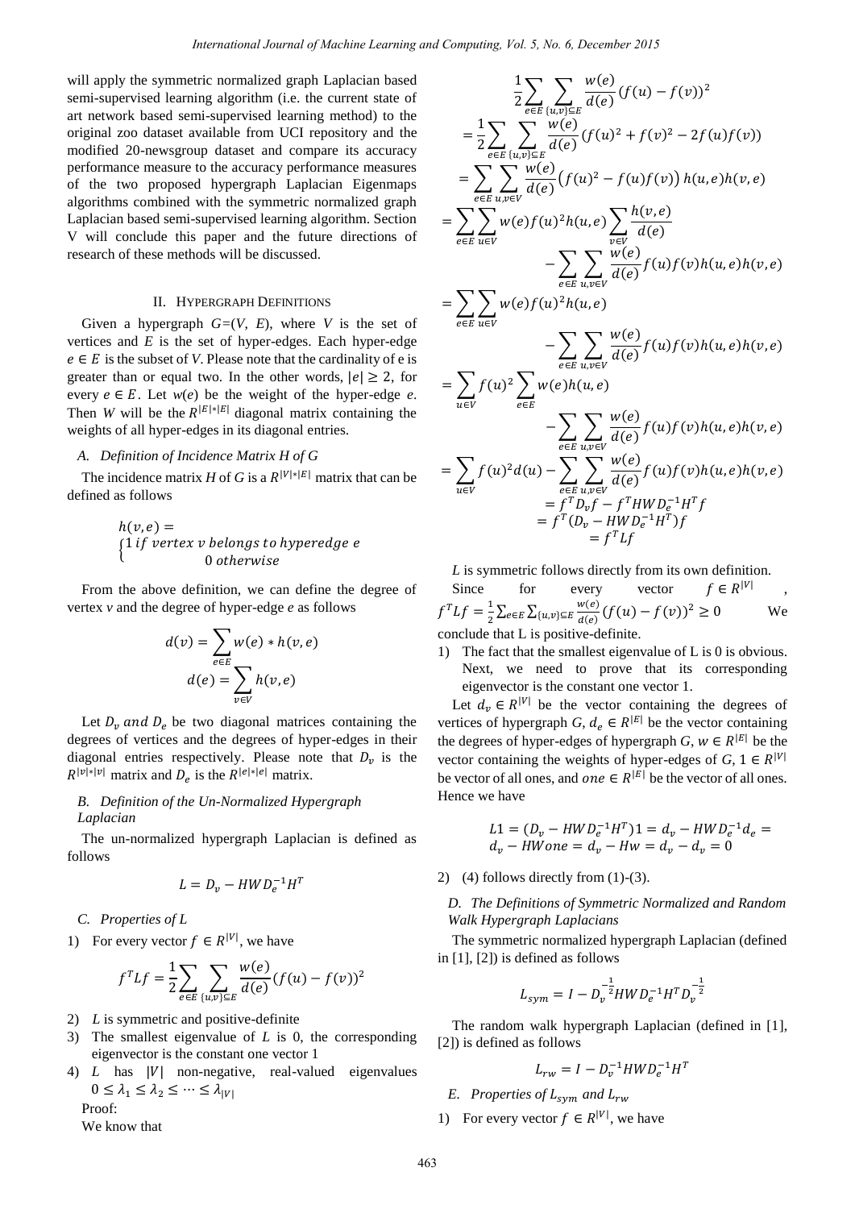will apply the symmetric normalized graph Laplacian based semi-supervised learning algorithm (i.e. the current state of art network based semi-supervised learning method) to the original zoo dataset available from UCI repository and the modified 20-newsgroup dataset and compare its accuracy performance measure to the accuracy performance measures of the two proposed hypergraph Laplacian Eigenmaps algorithms combined with the symmetric normalized graph Laplacian based semi-supervised learning algorithm. Section V will conclude this paper and the future directions of research of these methods will be discussed.

## II. Hypergraph Definitions

Given a hypergraph $G=(V, E)$, where $V$ is the set of vertices and $E$ is the set of hyper-edges. Each hyper-edge $e \in E$ is the subset of $V$. Please note that the cardinality of e is greater than or equal two. In the other words, $|e| \geq 2$, for every $e \in E$. Let $w(e)$ be the weight of the hyper-edge $e$. Then $W$ will be the $R^{|E|*|E|}$ diagonal matrix containing the weights of all hyper-edges in its diagonal entries.

### A. Definition of Incidence Matrix H of G

The incidence matrix $H$ of $G$ is a $R^{|V|*|E|}$ matrix that can be defined as follows

$$h(v,e) = \begin{cases} 1 \; if \; vertex \; v \; belongs \; to \; hyperedge \; e \\ 0 \; otherwise \end{cases}$$

From the above definition, we can define the degree of vertex $v$ and the degree of hyper-edge $e$ as follows

$$d(v) = \sum_{e \in E} w(e) * h(v,e)$$

$$d(e) = \sum_{v \in V} h(v,e)$$

Let $D_v$ and $D_e$ be two diagonal matrices containing the degrees of vertices and the degrees of hyper-edges in their diagonal entries respectively. Please note that $D_v$ is the $R^{|v|*|v|}$ matrix and $D_e$ is the $R^{|e|*|e|}$ matrix.

### B. Definition of the Un-Normalized Hypergraph Laplacian

The un-normalized hypergraph Laplacian is defined as follows

$$L = D_v - HWD_e^{-1}H^T$$

### C. Properties of L

1) For every vector $f \in R^{|V|}$, we have

$$f^T L f = \frac{1}{2} \sum_{e \in E} \sum_{\{u,v\} \subseteq E} \frac{w(e)}{d(e)} (f(u) - f(v))^2$$

2) $L$ is symmetric and positive-definite
3) The smallest eigenvalue of $L$ is 0, the corresponding eigenvector is the constant one vector 1
4) $L$ has $|V|$ non-negative, real-valued eigenvalues $0 \leq \lambda_1 \leq \lambda_2 \leq \cdots \leq \lambda_{|V|}$

Proof:

We know that

$$\frac{1}{2} \sum_{e \in E} \sum_{\{u,v\} \subseteq E} \frac{w(e)}{d(e)} (f(u) - f(v))^2$$

$$= \frac{1}{2} \sum_{e \in E} \sum_{\{u,v\} \subseteq E} \frac{w(e)}{d(e)} (f(u)^2 + f(v)^2 - 2f(u)f(v))$$

$$= \sum_{e \in E} \sum_{u,v \in V} \frac{w(e)}{d(e)} \left(f(u)^2 - f(u)f(v)\right) h(u,e)h(v,e)$$

$$= \sum_{e \in E} \sum_{u \in V} w(e) f(u)^2 h(u,e) \sum_{v \in V} \frac{h(v,e)}{d(e)} - \sum_{e \in E} \sum_{u,v \in V} \frac{w(e)}{d(e)} f(u)f(v)h(u,e)h(v,e)$$

$$= \sum_{e \in E} \sum_{u \in V} w(e) f(u)^2 h(u,e) - \sum_{e \in E} \sum_{u,v \in V} \frac{w(e)}{d(e)} f(u)f(v)h(u,e)h(v,e)$$

$$= \sum_{u \in V} f(u)^2 \sum_{e \in E} w(e)h(u,e) - \sum_{e \in E} \sum_{u,v \in V} \frac{w(e)}{d(e)} f(u)f(v)h(u,e)h(v,e)$$

$$= \sum_{u \in V} f(u)^2 d(u) - \sum_{e \in E} \sum_{u,v \in V} \frac{w(e)}{d(e)} f(u)f(v)h(u,e)h(v,e)$$

$$= f^T D_v f - f^T HWD_e^{-1}H^T f$$

$$= f^T (D_v - HWD_e^{-1}H^T) f$$

$$= f^T L f$$

$L$ is symmetric follows directly from its own definition.

Since for every vector $f \in R^{|V|}$, $f^T L f = \frac{1}{2} \sum_{e \in E} \sum_{\{u,v\} \subseteq E} \frac{w(e)}{d(e)} (f(u) - f(v))^2 \geq 0$ We conclude that L is positive-definite.

1) The fact that the smallest eigenvalue of L is 0 is obvious. Next, we need to prove that its corresponding eigenvector is the constant one vector 1.

Let $d_v \in R^{|V|}$ be the vector containing the degrees of vertices of hypergraph $G$, $d_e \in R^{|E|}$ be the vector containing the degrees of hyper-edges of hypergraph $G$, $w \in R^{|E|}$ be the vector containing the weights of hyper-edges of $G$, $1 \in R^{|V|}$ be vector of all ones, and $one \in R^{|E|}$ be the vector of all ones. Hence we have

$$L1 = (D_v - HWD_e^{-1}H^T)1 = d_v - HWD_e^{-1}d_e = d_v - HWone = d_v - Hw = d_v - d_v = 0$$

2) (4) follows directly from (1)-(3).

### D. The Definitions of Symmetric Normalized and Random Walk Hypergraph Laplacians

The symmetric normalized hypergraph Laplacian (defined in [1], [2]) is defined as follows

$$L_{sym} = I - D_v^{-\frac{1}{2}} HWD_e^{-1}H^T D_v^{-\frac{1}{2}}$$

The random walk hypergraph Laplacian (defined in [1], [2]) is defined as follows

$$L_{rw} = I - D_v^{-1} HWD_e^{-1}H^T$$

### E. Properties of $L_{sym}$ and $L_{rw}$

1) For every vector $f \in R^{|V|}$, we have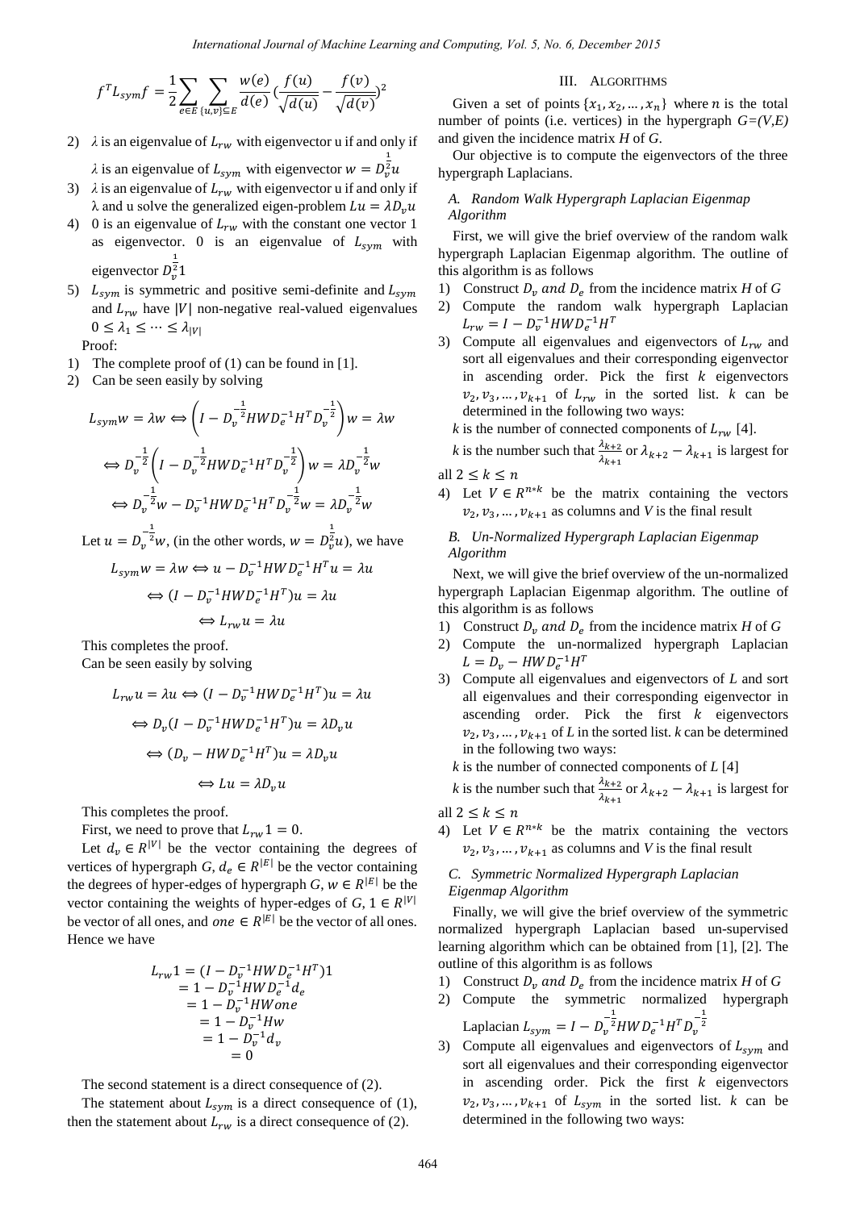$$f^T L_{sym} f = \frac{1}{2}\sum_{e\in E}\sum_{\{u,v\}\subseteq E}\frac{w(e)}{d(e)}\left(\frac{f(u)}{\sqrt{d(u)}}-\frac{f(v)}{\sqrt{d(v)}}\right)^2$$

2) $\lambda$ is an eigenvalue of $L_{rw}$ with eigenvector u if and only if $\lambda$ is an eigenvalue of $L_{sym}$ with eigenvector $w = D_v^{\frac{1}{2}}u$
3) $\lambda$ is an eigenvalue of $L_{rw}$ with eigenvector u if and only if $\lambda$ and u solve the generalized eigen-problem $Lu = \lambda D_v u$
4) 0 is an eigenvalue of $L_{rw}$ with the constant one vector 1 as eigenvector. 0 is an eigenvalue of $L_{sym}$ with eigenvector $D_v^{\frac{1}{2}}1$
5) $L_{sym}$ is symmetric and positive semi-definite and $L_{sym}$ and $L_{rw}$ have $|V|$ non-negative real-valued eigenvalues $0 \le \lambda_1 \le \cdots \le \lambda_{|V|}$

Proof:

1) The complete proof of (1) can be found in [1].
2) Can be seen easily by solving

$$L_{sym}w = \lambda w \Leftrightarrow \left(I - D_v^{-\frac{1}{2}} H W D_e^{-1} H^T D_v^{-\frac{1}{2}}\right) w = \lambda w$$

$$\Leftrightarrow D_v^{-\frac{1}{2}}\left(I - D_v^{-\frac{1}{2}} H W D_e^{-1} H^T D_v^{-\frac{1}{2}}\right) w = \lambda D_v^{-\frac{1}{2}} w$$

$$\Leftrightarrow D_v^{-\frac{1}{2}} w - D_v^{-1} H W D_e^{-1} H^T D_v^{-\frac{1}{2}} w = \lambda D_v^{-\frac{1}{2}} w$$

Let $u = D_v^{-\frac{1}{2}} w$, (in the other words, $w = D_v^{\frac{1}{2}} u$), we have

$$L_{sym}w = \lambda w \Leftrightarrow u - D_v^{-1} H W D_e^{-1} H^T u = \lambda u$$

$$\Leftrightarrow (I - D_v^{-1} H W D_e^{-1} H^T) u = \lambda u$$

$$\Leftrightarrow L_{rw} u = \lambda u$$

This completes the proof.

Can be seen easily by solving

$$L_{rw}u = \lambda u \Leftrightarrow (I - D_v^{-1} H W D_e^{-1} H^T) u = \lambda u$$

$$\Leftrightarrow D_v (I - D_v^{-1} H W D_e^{-1} H^T) u = \lambda D_v u$$

$$\Leftrightarrow (D_v - H W D_e^{-1} H^T) u = \lambda D_v u$$

$$\Leftrightarrow L u = \lambda D_v u$$

This completes the proof.

First, we need to prove that $L_{rw}1 = 0$.

Let $d_v \in R^{|V|}$ be the vector containing the degrees of vertices of hypergraph $G$, $d_e \in R^{|E|}$ be the vector containing the degrees of hyper-edges of hypergraph $G$, $w \in R^{|E|}$ be the vector containing the weights of hyper-edges of $G$, $1 \in R^{|V|}$ be vector of all ones, and $one \in R^{|E|}$ be the vector of all ones. Hence we have

$$\begin{aligned} L_{rw}1 &= (I - D_v^{-1} H W D_e^{-1} H^T)1 \\ &= 1 - D_v^{-1} H W D_e^{-1} d_e \\ &= 1 - D_v^{-1} H W one \\ &= 1 - D_v^{-1} H w \\ &= 1 - D_v^{-1} d_v \\ &= 0 \end{aligned}$$

The second statement is a direct consequence of (2).

The statement about $L_{sym}$ is a direct consequence of (1), then the statement about $L_{rw}$ is a direct consequence of (2).

## III. Algorithms

Given a set of points $\{x_1, x_2, \ldots, x_n\}$ where $n$ is the total number of points (i.e. vertices) in the hypergraph $G=(V,E)$ and given the incidence matrix $H$ of $G$.

Our objective is to compute the eigenvectors of the three hypergraph Laplacians.

### A. Random Walk Hypergraph Laplacian Eigenmap Algorithm

First, we will give the brief overview of the random walk hypergraph Laplacian Eigenmap algorithm. The outline of this algorithm is as follows

1) Construct $D_v$ *and* $D_e$ from the incidence matrix $H$ of $G$
2) Compute the random walk hypergraph Laplacian $L_{rw} = I - D_v^{-1} H W D_e^{-1} H^T$
3) Compute all eigenvalues and eigenvectors of $L_{rw}$ and sort all eigenvalues and their corresponding eigenvector in ascending order. Pick the first $k$ eigenvectors $v_2, v_3, \ldots, v_{k+1}$ of $L_{rw}$ in the sorted list. $k$ can be determined in the following two ways:

   $k$ is the number of connected components of $L_{rw}$ [4].

   $k$ is the number such that $\frac{\lambda_{k+2}}{\lambda_{k+1}}$ or $\lambda_{k+2} - \lambda_{k+1}$ is largest for all $2 \le k \le n$
4) Let $V \in R^{n*k}$ be the matrix containing the vectors $v_2, \ldots, v_{k+1}$ as columns and $V$ is the final result

### B. Un-Normalized Hypergraph Laplacian Eigenmap Algorithm

Next, we will give the brief overview of the un-normalized hypergraph Laplacian Eigenmap algorithm. The outline of this algorithm is as follows

1) Construct $D_v$ *and* $D_e$ from the incidence matrix $H$ of $G$
2) Compute the un-normalized hypergraph Laplacian $L = D_v - H W D_e^{-1} H^T$
3) Compute all eigenvalues and eigenvectors of $L$ and sort all eigenvalues and their corresponding eigenvector in ascending order. Pick the first $k$ eigenvectors $v_2, v_3, \ldots, v_{k+1}$ of $L$ in the sorted list. $k$ can be determined in the following two ways:

   $k$ is the number of connected components of $L$ [4]

   $k$ is the number such that $\frac{\lambda_{k+2}}{\lambda_{k+1}}$ or $\lambda_{k+2} - \lambda_{k+1}$ is largest for all $2 \le k \le n$
4) Let $V \in R^{n*k}$ be the matrix containing the vectors $v_2, \ldots, v_{k+1}$ as columns and $V$ is the final result

### C. Symmetric Normalized Hypergraph Laplacian Eigenmap Algorithm

Finally, we will give the brief overview of the symmetric normalized hypergraph Laplacian based un-supervised learning algorithm which can be obtained from [1], [2]. The outline of this algorithm is as follows

1) Construct $D_v$ *and* $D_e$ from the incidence matrix $H$ of $G$
2) Compute the symmetric normalized hypergraph Laplacian $L_{sym} = I - D_v^{-\frac{1}{2}} H W D_e^{-1} H^T D_v^{-\frac{1}{2}}$
3) Compute all eigenvalues and eigenvectors of $L_{sym}$ and sort all eigenvalues and their corresponding eigenvector in ascending order. Pick the first $k$ eigenvectors $v_2, v_3, \ldots, v_{k+1}$ of $L_{sym}$ in the sorted list. $k$ can be determined in the following two ways: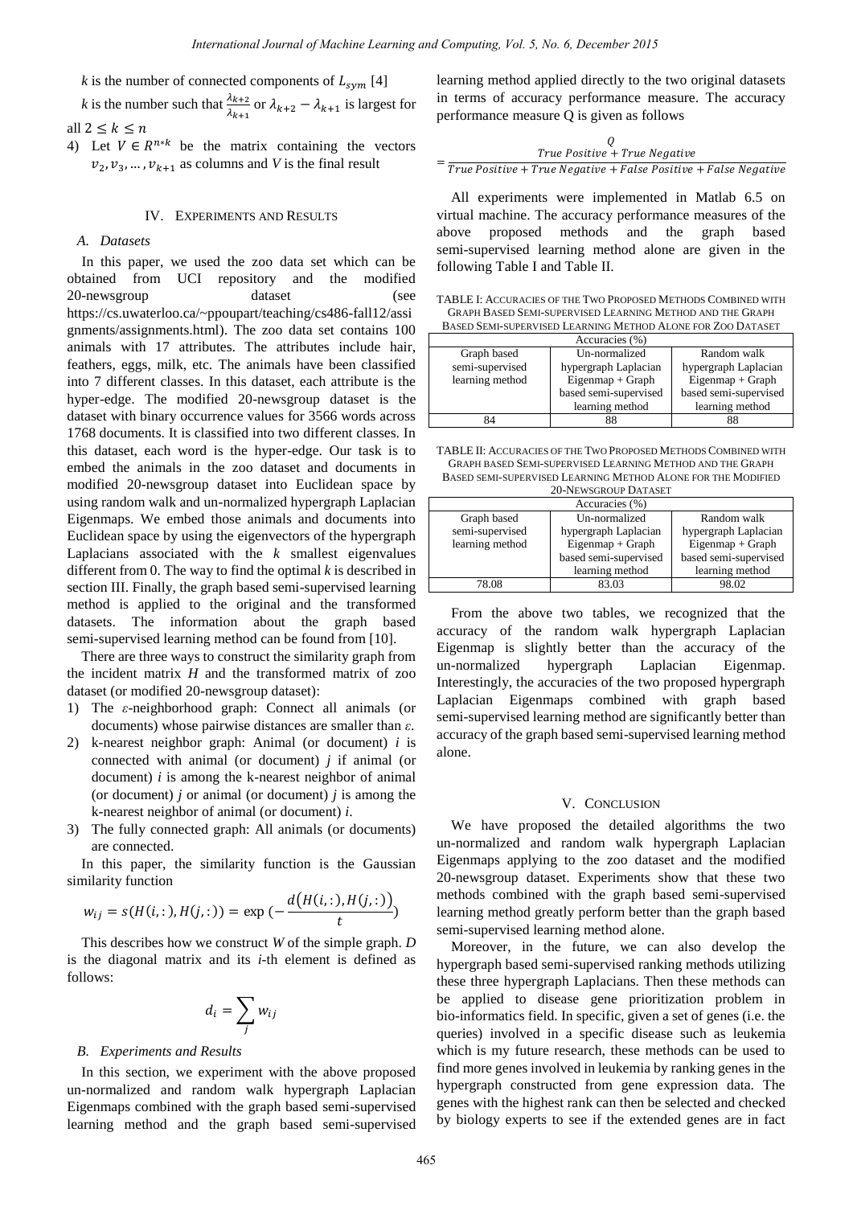$k$ is the number of connected components of $L_{sym}$ [4]

$k$ is the number such that $\frac{\lambda_{k+2}}{\lambda_{k+1}}$ or $\lambda_{k+2} - \lambda_{k+1}$ is largest for all $2 \leq k \leq n$

4) Let $V \in R^{n*k}$ be the matrix containing the vectors $v_2, v_3, \ldots, v_{k+1}$ as columns and $V$ is the final result

## IV. Experiments and Results

### A. Datasets

In this paper, we used the zoo data set which can be obtained from UCI repository and the modified 20-newsgroup dataset (see https://cs.uwaterloo.ca/~ppoupart/teaching/cs486-fall12/assignments/assignments.html). The zoo data set contains 100 animals with 17 attributes. The attributes include hair, feathers, eggs, milk, etc. The animals have been classified into 7 different classes. In this dataset, each attribute is the hyper-edge. The modified 20-newsgroup dataset is the dataset with binary occurrence values for 3566 words across 1768 documents. It is classified into two different classes. In this dataset, each word is the hyper-edge. Our task is to embed the animals in the zoo dataset and documents in modified 20-newsgroup dataset into Euclidean space by using random walk and un-normalized hypergraph Laplacian Eigenmaps. We embed those animals and documents into Euclidean space by using the eigenvectors of the hypergraph Laplacians associated with the $k$ smallest eigenvalues different from 0. The way to find the optimal $k$ is described in section III. Finally, the graph based semi-supervised learning method is applied to the original and the transformed datasets. The information about the graph based semi-supervised learning method can be found from [10].

There are three ways to construct the similarity graph from the incident matrix $H$ and the transformed matrix of zoo dataset (or modified 20-newsgroup dataset):

1) The $\varepsilon$-neighborhood graph: Connect all animals (or documents) whose pairwise distances are smaller than $\varepsilon$.
2) k-nearest neighbor graph: Animal (or document) $i$ is connected with animal (or document) $j$ if animal (or document) $i$ is among the k-nearest neighbor of animal (or document) $j$ or animal (or document) $j$ is among the k-nearest neighbor of animal (or document) $i$.
3) The fully connected graph: All animals (or documents) are connected.

In this paper, the similarity function is the Gaussian similarity function

$$w_{ij} = s(H(i,:), H(j,:)) = \exp\left(-\frac{d\left(H(i,:), H(j,:)\right)}{t}\right)$$

This describes how we construct $W$ of the simple graph. $D$ is the diagonal matrix and its $i$-th element is defined as follows:

$$d_i = \sum_j w_{ij}$$

### B. Experiments and Results

In this section, we experiment with the above proposed un-normalized and random walk hypergraph Laplacian Eigenmaps combined with the graph based semi-supervised learning method and the graph based semi-supervised learning method applied directly to the two original datasets in terms of accuracy performance measure. The accuracy performance measure Q is given as follows

$$Q = \frac{True\ Positive + True\ Negative}{True\ Positive + True\ Negative + False\ Positive + False\ Negative}$$

All experiments were implemented in Matlab 6.5 on virtual machine. The accuracy performance measures of the above proposed methods and the graph based semi-supervised learning method alone are given in the following Table I and Table II.

TABLE I: Accuracies of the Two Proposed Methods Combined with Graph Based Semi-supervised Learning Method and the Graph Based Semi-supervised Learning Method Alone for Zoo Dataset

| Accuracies (%) | | |
|---|---|---|
| Graph based semi-supervised learning method | Un-normalized hypergraph Laplacian Eigenmap + Graph based semi-supervised learning method | Random walk hypergraph Laplacian Eigenmap + Graph based semi-supervised learning method |
| 84 | 88 | 88 |

TABLE II: Accuracies of the Two Proposed Methods Combined with Graph based Semi-supervised Learning Method and the Graph Based semi-supervised Learning Method Alone for the Modified 20-Newsgroup Dataset

| Accuracies (%) | | |
|---|---|---|
| Graph based semi-supervised learning method | Un-normalized hypergraph Laplacian Eigenmap + Graph based semi-supervised learning method | Random walk hypergraph Laplacian Eigenmap + Graph based semi-supervised learning method |
| 78.08 | 83.03 | 98.02 |

From the above two tables, we recognized that the accuracy of the random walk hypergraph Laplacian Eigenmap is slightly better than the accuracy of the un-normalized hypergraph Laplacian Eigenmap. Interestingly, the accuracies of the two proposed hypergraph Laplacian Eigenmaps combined with graph based semi-supervised learning method are significantly better than accuracy of the graph based semi-supervised learning method alone.

## V. Conclusion

We have proposed the detailed algorithms the two un-normalized and random walk hypergraph Laplacian Eigenmaps applying to the zoo dataset and the modified 20-newsgroup dataset. Experiments show that these two methods combined with the graph based semi-supervised learning method greatly perform better than the graph based semi-supervised learning method alone.

Moreover, in the future, we can also develop the hypergraph based semi-supervised ranking methods utilizing these three hypergraph Laplacians. Then these methods can be applied to disease gene prioritization problem in bio-informatics field. In specific, given a set of genes (i.e. the queries) involved in a specific disease such as leukemia which is my future research, these methods can be used to find more genes involved in leukemia by ranking genes in the hypergraph constructed from gene expression data. The genes with the highest rank can then be selected and checked by biology experts to see if the extended genes are in fact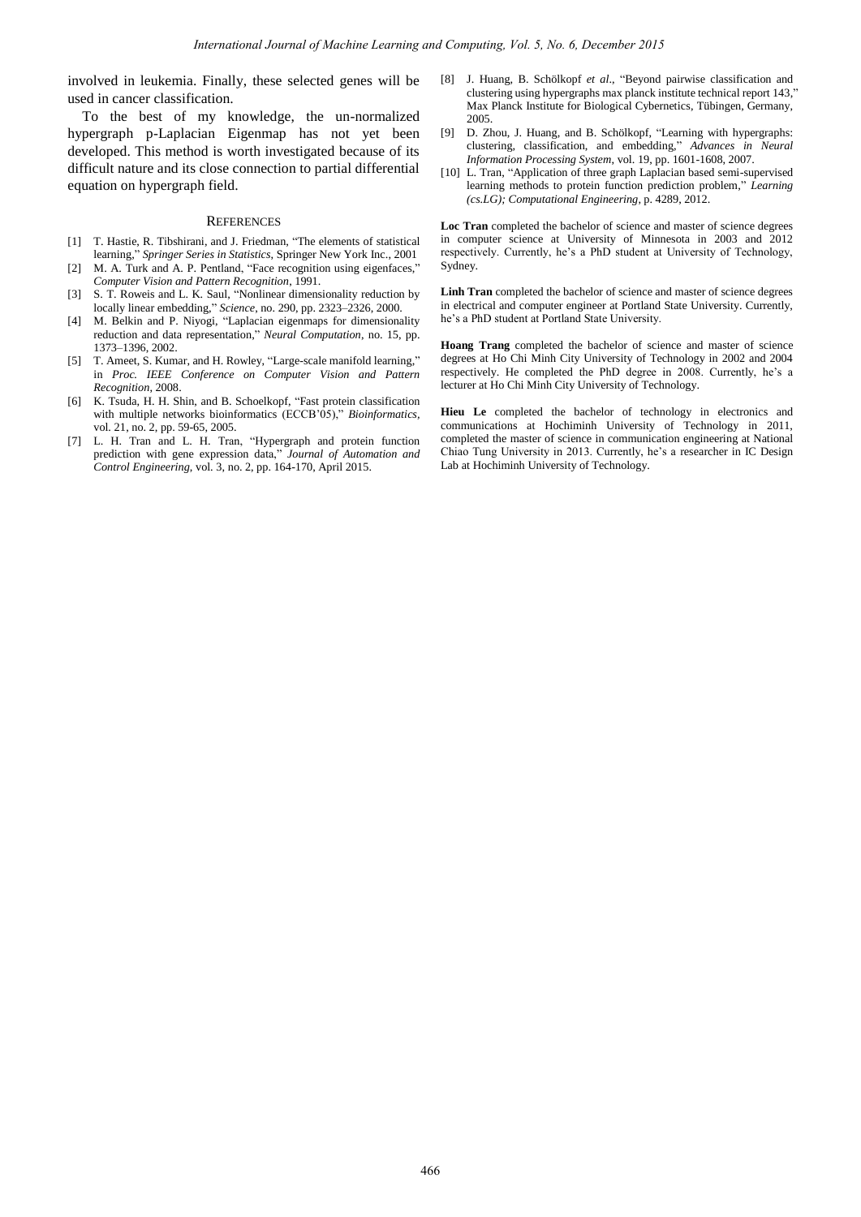involved in leukemia. Finally, these selected genes will be used in cancer classification.

To the best of my knowledge, the un-normalized hypergraph p-Laplacian Eigenmap has not yet been developed. This method is worth investigated because of its difficult nature and its close connection to partial differential equation on hypergraph field.

## References

[1] T. Hastie, R. Tibshirani, and J. Friedman, "The elements of statistical learning," *Springer Series in Statistics*, Springer New York Inc., 2001

[2] M. A. Turk and A. P. Pentland, "Face recognition using eigenfaces," *Computer Vision and Pattern Recognition*, 1991.

[3] S. T. Roweis and L. K. Saul, "Nonlinear dimensionality reduction by locally linear embedding," *Science*, no. 290, pp. 2323–2326, 2000.

[4] M. Belkin and P. Niyogi, "Laplacian eigenmaps for dimensionality reduction and data representation," *Neural Computation*, no. 15, pp. 1373–1396, 2002.

[5] T. Ameet, S. Kumar, and H. Rowley, "Large-scale manifold learning," in *Proc. IEEE Conference on Computer Vision and Pattern Recognition*, 2008.

[6] K. Tsuda, H. H. Shin, and B. Schoelkopf, "Fast protein classification with multiple networks bioinformatics (ECCB'05)," *Bioinformatics*, vol. 21, no. 2, pp. 59-65, 2005.

[7] L. H. Tran and L. H. Tran, "Hypergraph and protein function prediction with gene expression data," *Journal of Automation and Control Engineering*, vol. 3, no. 2, pp. 164-170, April 2015.

[8] J. Huang, B. Schölkopf *et al*., "Beyond pairwise classification and clustering using hypergraphs max planck institute technical report 143," Max Planck Institute for Biological Cybernetics, Tübingen, Germany, 2005.

[9] D. Zhou, J. Huang, and B. Schölkopf, "Learning with hypergraphs: clustering, classification, and embedding," *Advances in Neural Information Processing System*, vol. 19, pp. 1601-1608, 2007.

[10] L. Tran, "Application of three graph Laplacian based semi-supervised learning methods to protein function prediction problem," *Learning (cs.LG); Computational Engineering*, p. 4289, 2012.

**Loc Tran** completed the bachelor of science and master of science degrees in computer science at University of Minnesota in 2003 and 2012 respectively. Currently, he's a PhD student at University of Technology, Sydney.

**Linh Tran** completed the bachelor of science and master of science degrees in electrical and computer engineer at Portland State University. Currently, he's a PhD student at Portland State University.

**Hoang Trang** completed the bachelor of science and master of science degrees at Ho Chi Minh City University of Technology in 2002 and 2004 respectively. He completed the PhD degree in 2008. Currently, he's a lecturer at Ho Chi Minh City University of Technology.

**Hieu Le** completed the bachelor of technology in electronics and communications at Hochiminh University of Technology in 2011, completed the master of science in communication engineering at National Chiao Tung University in 2013. Currently, he's a researcher in IC Design Lab at Hochiminh University of Technology.